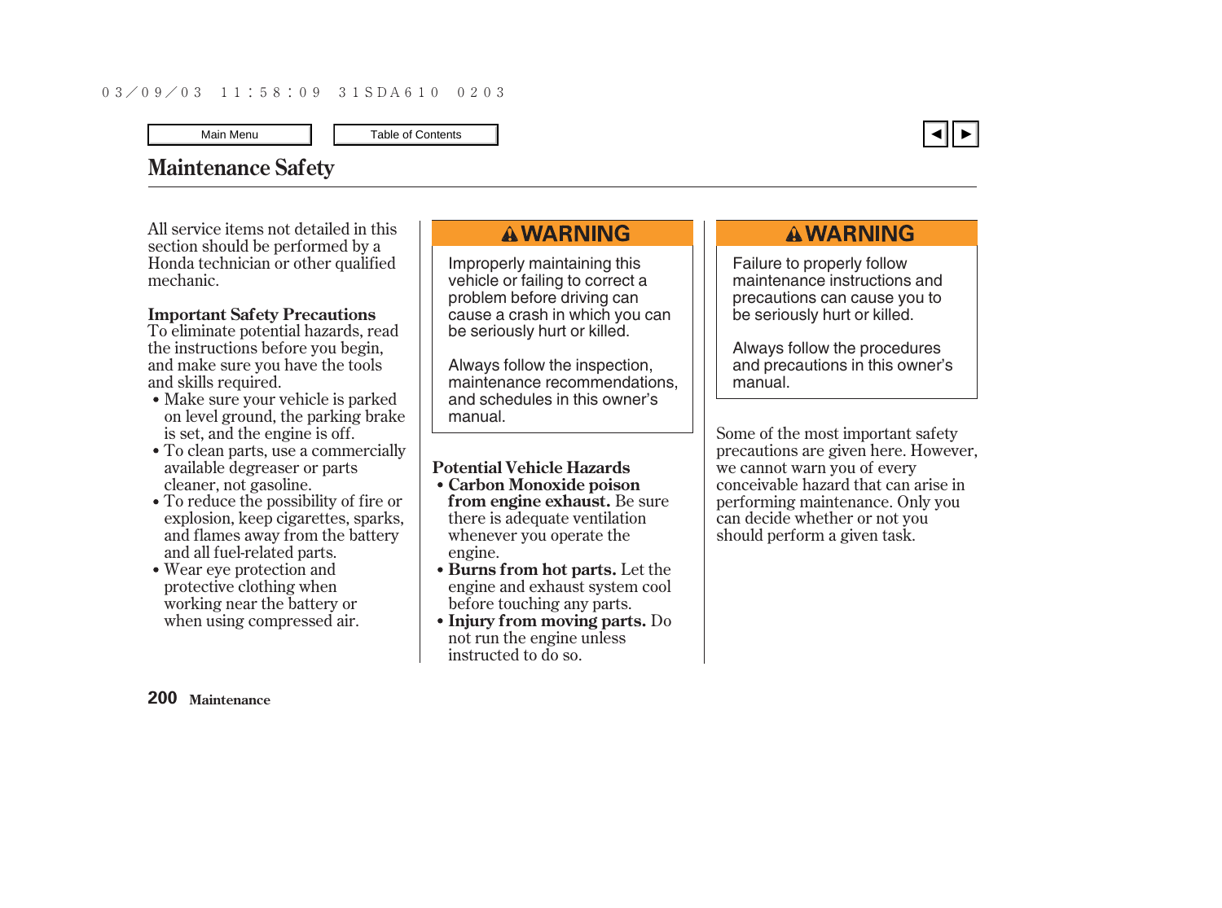# Maintenance Safety

All service items not detailed in this section should be performed by a Honda technician or other qualified mechanic.

**Important Safety Precautions**
To eliminate potential hazards, read the instructions before you begin, and make sure you have the tools and skills required.

- Make sure your vehicle is parked on level ground, the parking brake is set, and the engine is off.
- To clean parts, use a commercially available degreaser or parts cleaner, not gasoline.
- To reduce the possibility of fire or explosion, keep cigarettes, sparks, and flames away from the battery and all fuel-related parts.
- Wear eye protection and protective clothing when working near the battery or when using compressed air.

**⚠ WARNING**

Improperly maintaining this vehicle or failing to correct a problem before driving can cause a crash in which you can be seriously hurt or killed.

Always follow the inspection, maintenance recommendations, and schedules in this owner's manual.

**Potential Vehicle Hazards**

- **Carbon Monoxide poison from engine exhaust.** Be sure there is adequate ventilation whenever you operate the engine.
- **Burns from hot parts.** Let the engine and exhaust system cool before touching any parts.
- **Injury from moving parts.** Do not run the engine unless instructed to do so.

**⚠ WARNING**

Failure to properly follow maintenance instructions and precautions can cause you to be seriously hurt or killed.

Always follow the procedures and precautions in this owner's manual.

Some of the most important safety precautions are given here. However, we cannot warn you of every conceivable hazard that can arise in performing maintenance. Only you can decide whether or not you should perform a given task.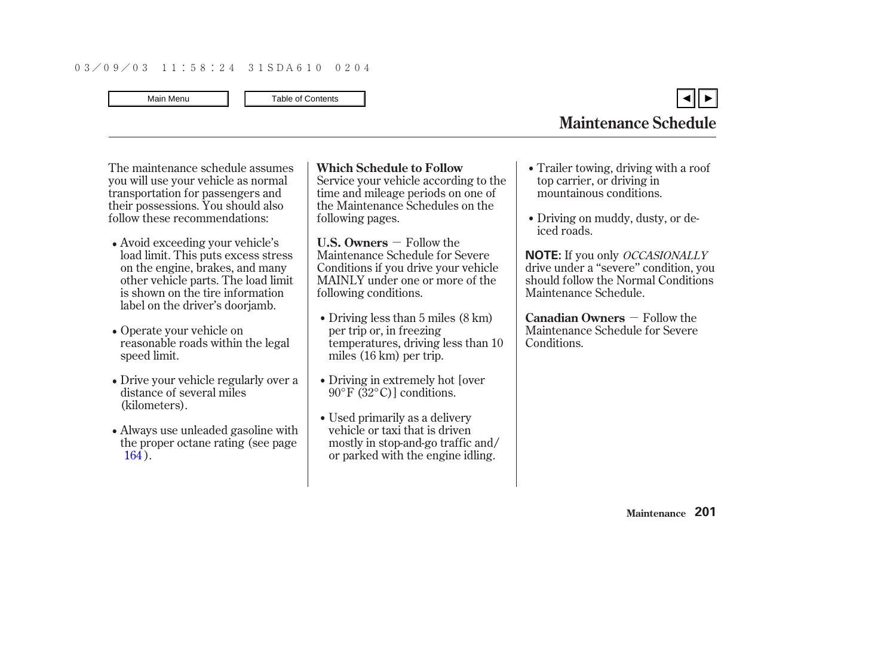# Maintenance Schedule

The maintenance schedule assumes you will use your vehicle as normal transportation for passengers and their possessions. You should also follow these recommendations:

- Avoid exceeding your vehicle's load limit. This puts excess stress on the engine, brakes, and many other vehicle parts. The load limit is shown on the tire information label on the driver's doorjamb.
- Operate your vehicle on reasonable roads within the legal speed limit.
- Drive your vehicle regularly over a distance of several miles (kilometers).
- Always use unleaded gasoline with the proper octane rating (see page 164).

**Which Schedule to Follow**
Service your vehicle according to the time and mileage periods on one of the Maintenance Schedules on the following pages.

**U.S. Owners** — Follow the Maintenance Schedule for Severe Conditions if you drive your vehicle MAINLY under one or more of the following conditions.

- Driving less than 5 miles (8 km) per trip or, in freezing temperatures, driving less than 10 miles (16 km) per trip.
- Driving in extremely hot [over 90°F (32°C)] conditions.
- Used primarily as a delivery vehicle or taxi that is driven mostly in stop-and-go traffic and/or parked with the engine idling.
- Trailer towing, driving with a roof top carrier, or driving in mountainous conditions.
- Driving on muddy, dusty, or de-iced roads.

**NOTE:** If you only *OCCASIONALLY* drive under a "severe" condition, you should follow the Normal Conditions Maintenance Schedule.

**Canadian Owners** — Follow the Maintenance Schedule for Severe Conditions.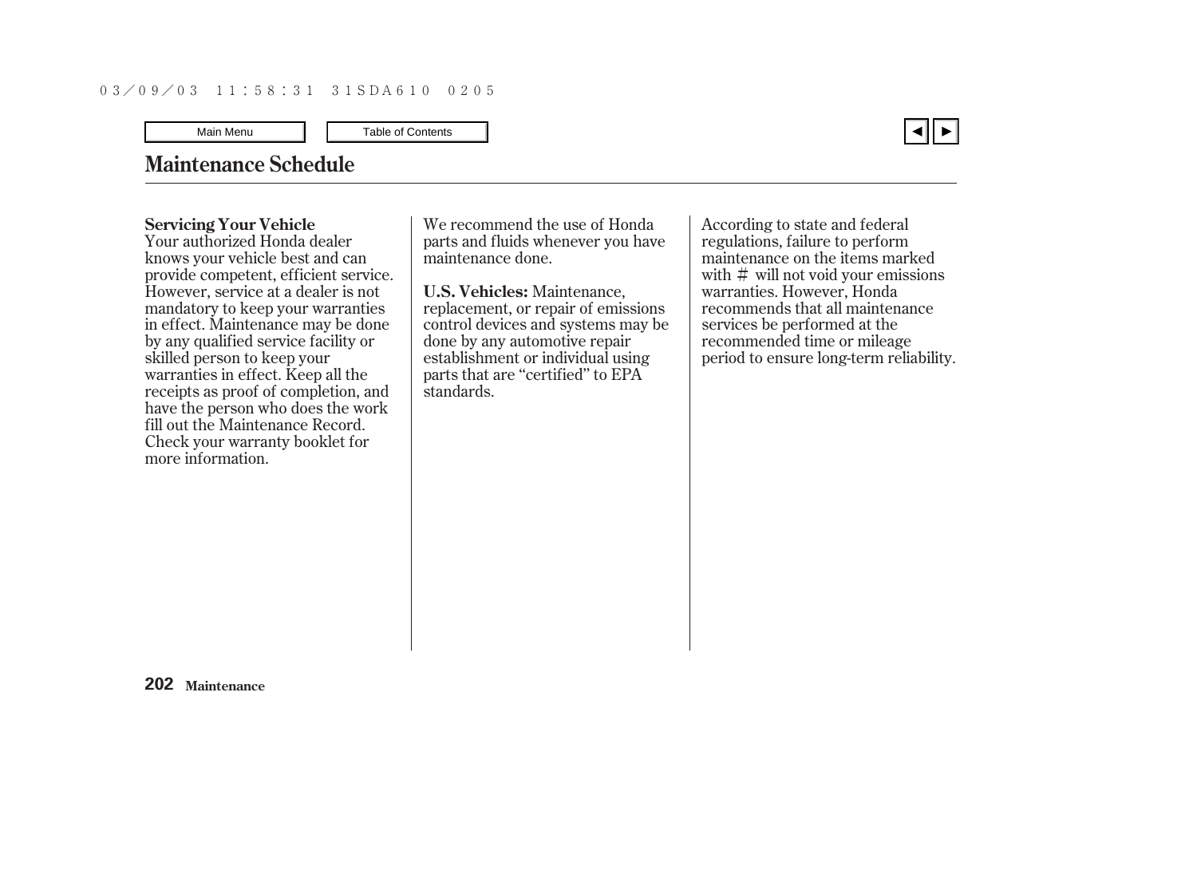# Maintenance Schedule

**Servicing Your Vehicle**
Your authorized Honda dealer knows your vehicle best and can provide competent, efficient service. However, service at a dealer is not mandatory to keep your warranties in effect. Maintenance may be done by any qualified service facility or skilled person to keep your warranties in effect. Keep all the receipts as proof of completion, and have the person who does the work fill out the Maintenance Record. Check your warranty booklet for more information.

We recommend the use of Honda parts and fluids whenever you have maintenance done.

**U.S. Vehicles:** Maintenance, replacement, or repair of emissions control devices and systems may be done by any automotive repair establishment or individual using parts that are “certified” to EPA standards.

According to state and federal regulations, failure to perform maintenance on the items marked with # will not void your emissions warranties. However, Honda recommends that all maintenance services be performed at the recommended time or mileage period to ensure long-term reliability.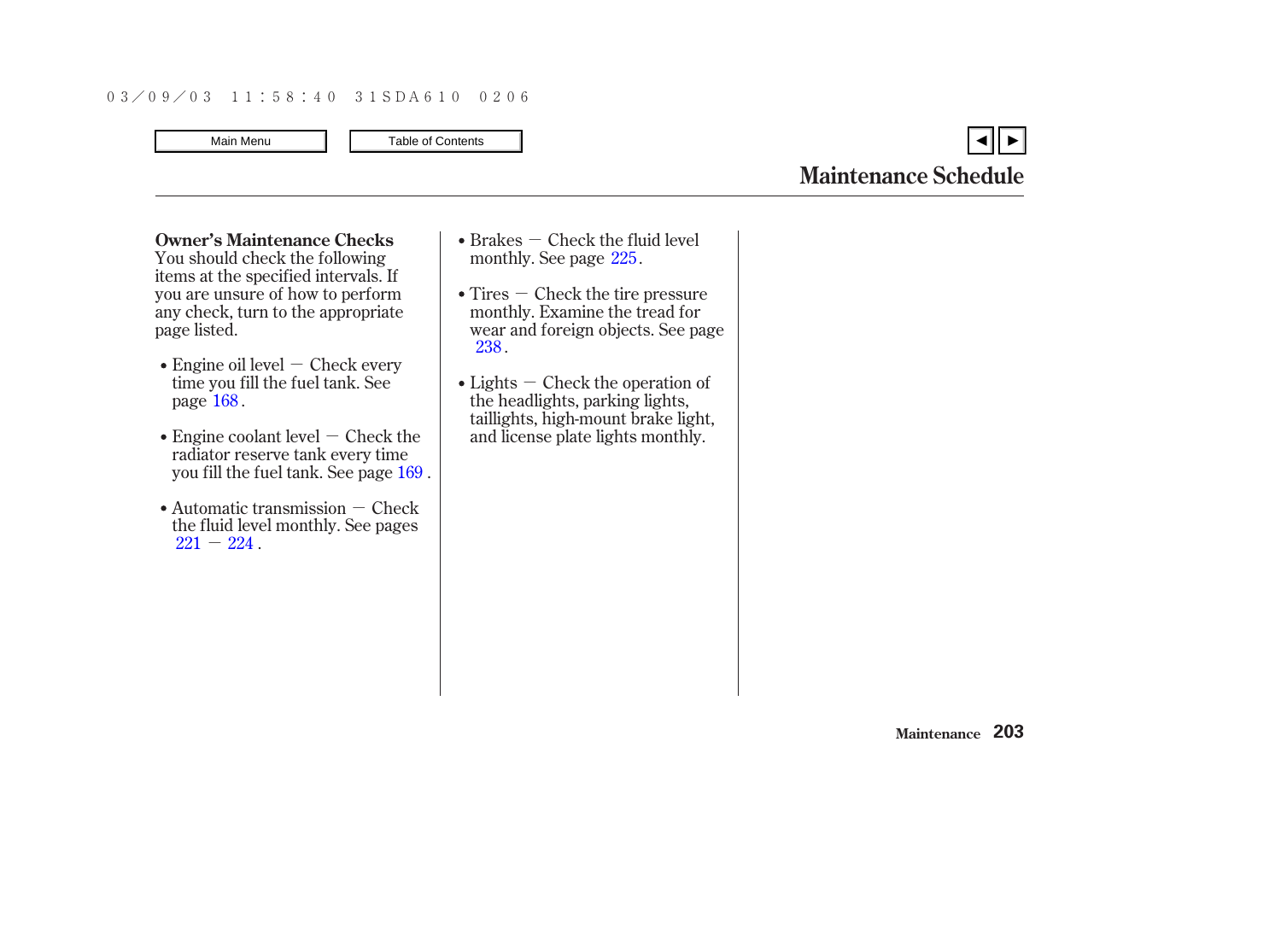# Maintenance Schedule

**Owner's Maintenance Checks**
You should check the following items at the specified intervals. If you are unsure of how to perform any check, turn to the appropriate page listed.

- Engine oil level — Check every time you fill the fuel tank. See page 168 .
- Engine coolant level — Check the radiator reserve tank every time you fill the fuel tank. See page 169 .
- Automatic transmission — Check the fluid level monthly. See pages 221 — 224 .
- Brakes — Check the fluid level monthly. See page 225 .
- Tires — Check the tire pressure monthly. Examine the tread for wear and foreign objects. See page 238 .
- Lights — Check the operation of the headlights, parking lights, taillights, high-mount brake light, and license plate lights monthly.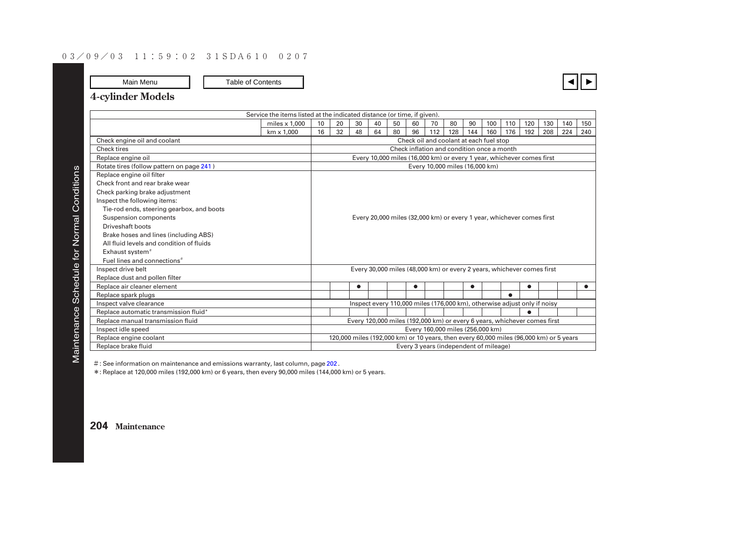## 4-cylinder Models

| Service the items listed at the indicated distance (or time, if given). | | | | | | | | | | | | | | | | |
|---|---|---|---|---|---|---|---|---|---|---|---|---|---|---|---|---|
| | miles x 1,000 | 10 | 20 | 30 | 40 | 50 | 60 | 70 | 80 | 90 | 100 | 110 | 120 | 130 | 140 | 150 |
| | km x 1,000 | 16 | 32 | 48 | 64 | 80 | 96 | 112 | 128 | 144 | 160 | 176 | 192 | 208 | 224 | 240 |
| Check engine oil and coolant | | Check oil and coolant at each fuel stop | | | | | | | | | | | | | | |
| Check tires | | Check inflation and condition once a month | | | | | | | | | | | | | | |
| Replace engine oil | | Every 10,000 miles (16,000 km) or every 1 year, whichever comes first | | | | | | | | | | | | | | |
| Rotate tires (follow pattern on page 241) | | Every 10,000 miles (16,000 km) | | | | | | | | | | | | | | |
| Replace engine oil filter | | Every 20,000 miles (32,000 km) or every 1 year, whichever comes first | | | | | | | | | | | | | | |
| Check front and rear brake wear | | | | | | | | | | | | | | | | |
| Check parking brake adjustment | | | | | | | | | | | | | | | | |
| Inspect the following items: | | | | | | | | | | | | | | | | |
| Tie-rod ends, steering gearbox, and boots | | | | | | | | | | | | | | | | |
| Suspension components | | | | | | | | | | | | | | | | |
| Driveshaft boots | | | | | | | | | | | | | | | | |
| Brake hoses and lines (including ABS) | | | | | | | | | | | | | | | | |
| All fluid levels and condition of fluids | | | | | | | | | | | | | | | | |
| Exhaust system# | | | | | | | | | | | | | | | | |
| Fuel lines and connections# | | | | | | | | | | | | | | | | |
| Inspect drive belt | | Every 30,000 miles (48,000 km) or every 2 years, whichever comes first | | | | | | | | | | | | | | |
| Replace dust and pollen filter | | | | | | | | | | | | | | | | |
| Replace air cleaner element | | | | ● | | | ● | | | ● | | | ● | | | ● |
| Replace spark plugs | | | | | | | | | | | | ● | | | | |
| Inspect valve clearance | | Inspect every 110,000 miles (176,000 km), otherwise adjust only if noisy | | | | | | | | | | | | | | |
| Replace automatic transmission fluid* | | | | | | | | | | | | | ● | | | |
| Replace manual transmission fluid | | Every 120,000 miles (192,000 km) or every 6 years, whichever comes first | | | | | | | | | | | | | | |
| Inspect idle speed | | Every 160,000 miles (256,000 km) | | | | | | | | | | | | | | |
| Replace engine coolant | | 120,000 miles (192,000 km) or 10 years, then every 60,000 miles (96,000 km) or 5 years | | | | | | | | | | | | | | |
| Replace brake fluid | | Every 3 years (independent of mileage) | | | | | | | | | | | | | | |

#: See information on maintenance and emissions warranty, last column, page 202.

*: Replace at 120,000 miles (192,000 km) or 6 years, then every 90,000 miles (144,000 km) or 5 years.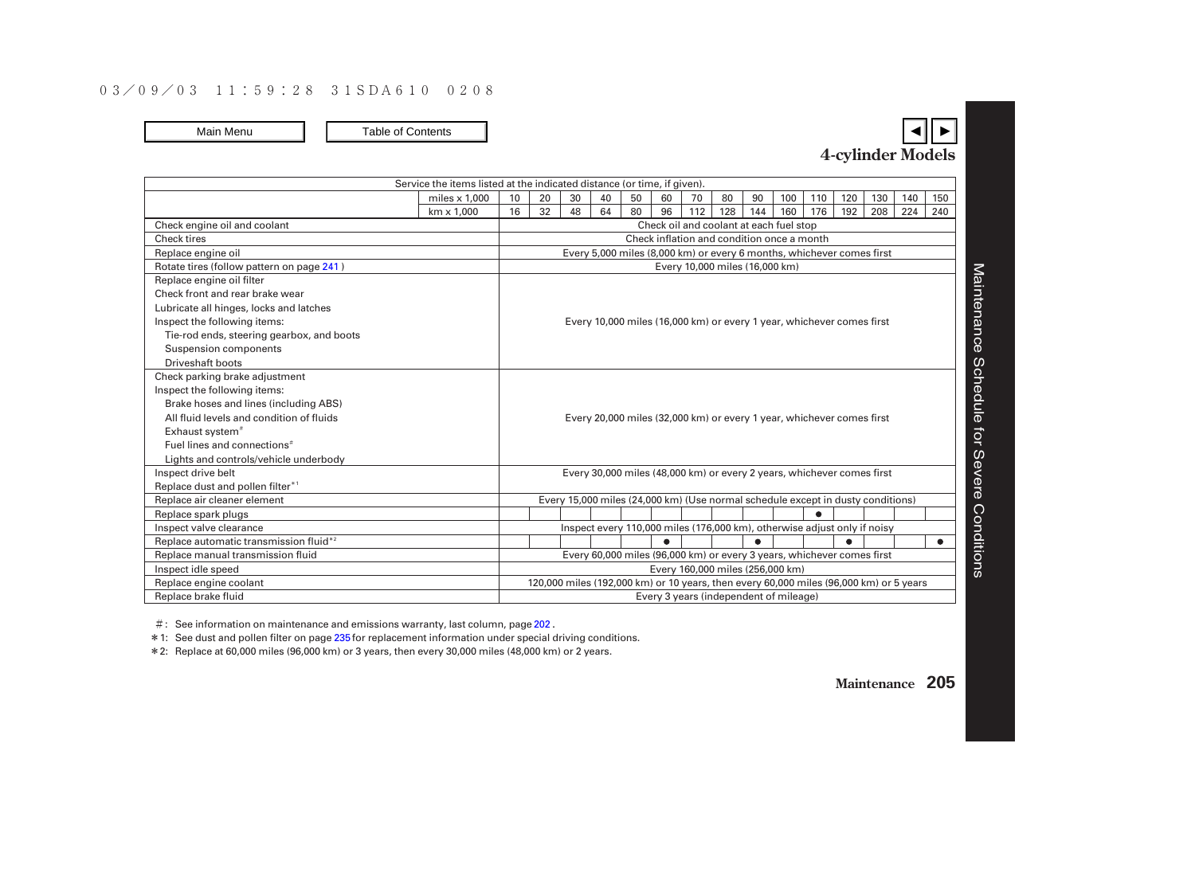## Maintenance Schedule for Severe Conditions

### 4-cylinder Models

| Service the items listed at the indicated distance (or time, if given). | | | | | | | | | | | | | | | | |
|---|---|---|---|---|---|---|---|---|---|---|---|---|---|---|---|---|
| | miles x 1,000 | 10 | 20 | 30 | 40 | 50 | 60 | 70 | 80 | 90 | 100 | 110 | 120 | 130 | 140 | 150 |
| | km x 1,000 | 16 | 32 | 48 | 64 | 80 | 96 | 112 | 128 | 144 | 160 | 176 | 192 | 208 | 224 | 240 |
| Check engine oil and coolant | | Check oil and coolant at each fuel stop | | | | | | | | | | | | | | |
| Check tires | | Check inflation and condition once a month | | | | | | | | | | | | | | |
| Replace engine oil | | Every 5,000 miles (8,000 km) or every 6 months, whichever comes first | | | | | | | | | | | | | | |
| Rotate tires (follow pattern on page 241) | | Every 10,000 miles (16,000 km) | | | | | | | | | | | | | | |
| Replace engine oil filter<br>Check front and rear brake wear<br>Lubricate all hinges, locks and latches<br>Inspect the following items:<br>Tie-rod ends, steering gearbox, and boots<br>Suspension components<br>Driveshaft boots | | Every 10,000 miles (16,000 km) or every 1 year, whichever comes first | | | | | | | | | | | | | | |
| Check parking brake adjustment<br>Inspect the following items:<br>Brake hoses and lines (including ABS)<br>All fluid levels and condition of fluids<br>Exhaust system#<br>Fuel lines and connections#<br>Lights and controls/vehicle underbody | | Every 20,000 miles (32,000 km) or every 1 year, whichever comes first | | | | | | | | | | | | | | |
| Inspect drive belt<br>Replace dust and pollen filter*1 | | Every 30,000 miles (48,000 km) or every 2 years, whichever comes first | | | | | | | | | | | | | | |
| Replace air cleaner element | | Every 15,000 miles (24,000 km) (Use normal schedule except in dusty conditions) | | | | | | | | | | | | | | |
| Replace spark plugs | | | | | | | | | | | | ● | | | | |
| Inspect valve clearance | | Inspect every 110,000 miles (176,000 km), otherwise adjust only if noisy | | | | | | | | | | | | | | |
| Replace automatic transmission fluid*2 | | | | | | | ● | | | ● | | | ● | | | ● |
| Replace manual transmission fluid | | Every 60,000 miles (96,000 km) or every 3 years, whichever comes first | | | | | | | | | | | | | | |
| Inspect idle speed | | Every 160,000 miles (256,000 km) | | | | | | | | | | | | | | |
| Replace engine coolant | | 120,000 miles (192,000 km) or 10 years, then every 60,000 miles (96,000 km) or 5 years | | | | | | | | | | | | | | |
| Replace brake fluid | | Every 3 years (independent of mileage) | | | | | | | | | | | | | | |

#: See information on maintenance and emissions warranty, last column, page 202.

*1: See dust and pollen filter on page 235 for replacement information under special driving conditions.

*2: Replace at 60,000 miles (96,000 km) or 3 years, then every 30,000 miles (48,000 km) or 2 years.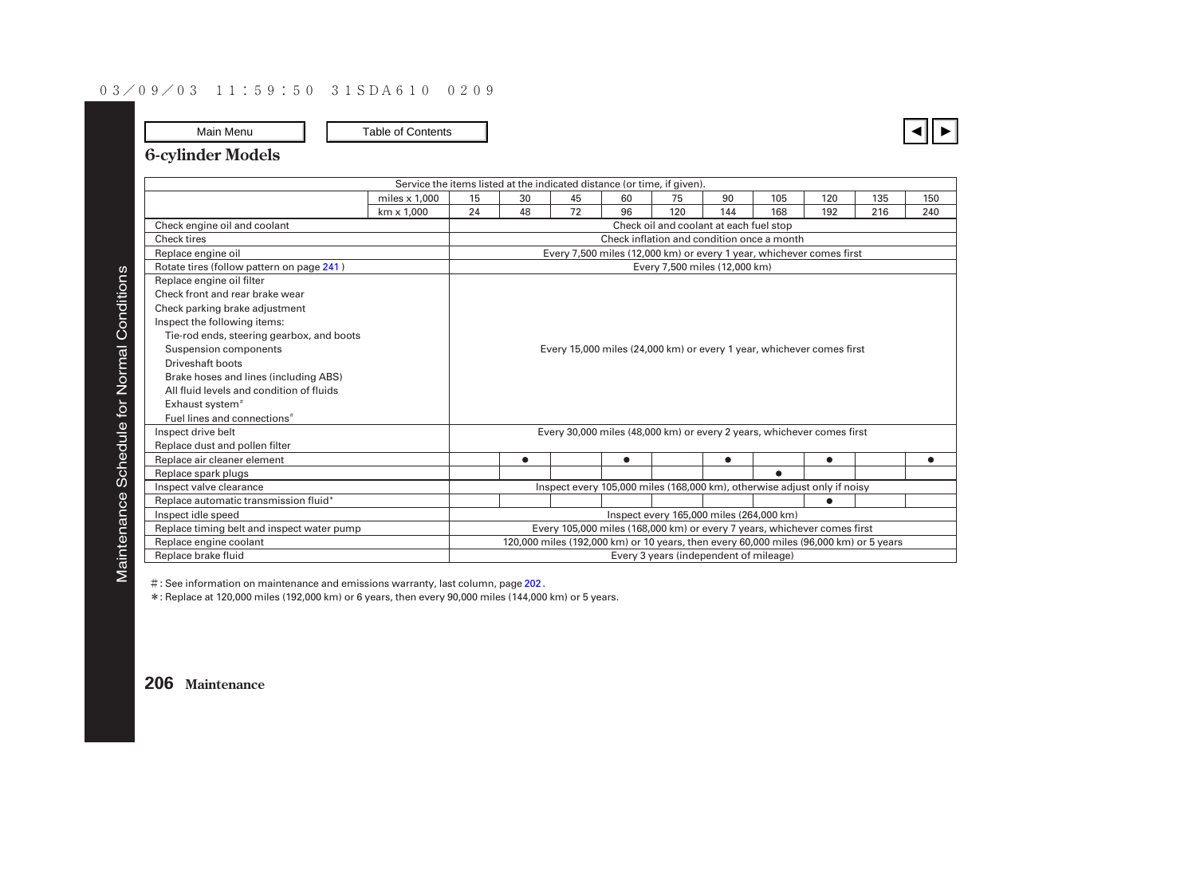## 6-cylinder Models

| Service the items listed at the indicated distance (or time, if given). | | | | | | | | | | | |
|---|---|---|---|---|---|---|---|---|---|---|---|
| | miles x 1,000 | 15 | 30 | 45 | 60 | 75 | 90 | 105 | 120 | 135 | 150 |
| | km x 1,000 | 24 | 48 | 72 | 96 | 120 | 144 | 168 | 192 | 216 | 240 |
| Check engine oil and coolant | | Check oil and coolant at each fuel stop | | | | | | | | | |
| Check tires | | Check inflation and condition once a month | | | | | | | | | |
| Replace engine oil | | Every 7,500 miles (12,000 km) or every 1 year, whichever comes first | | | | | | | | | |
| Rotate tires (follow pattern on page 241) | | Every 7,500 miles (12,000 km) | | | | | | | | | |
| Replace engine oil filter<br>Check front and rear brake wear<br>Check parking brake adjustment<br>Inspect the following items:<br>Tie-rod ends, steering gearbox, and boots<br>Suspension components<br>Driveshaft boots<br>Brake hoses and lines (including ABS)<br>All fluid levels and condition of fluids<br>Exhaust system#<br>Fuel lines and connections# | | Every 15,000 miles (24,000 km) or every 1 year, whichever comes first | | | | | | | | | |
| Inspect drive belt<br>Replace dust and pollen filter | | Every 30,000 miles (48,000 km) or every 2 years, whichever comes first | | | | | | | | | |
| Replace air cleaner element | | | ● | | ● | | ● | | ● | | ● |
| Replace spark plugs | | | | | | | | ● | | | |
| Inspect valve clearance | | Inspect every 105,000 miles (168,000 km), otherwise adjust only if noisy | | | | | | | | | |
| Replace automatic transmission fluid* | | | | | | | | | ● | | |
| Inspect idle speed | | Inspect every 165,000 miles (264,000 km) | | | | | | | | | |
| Replace timing belt and inspect water pump | | Every 105,000 miles (168,000 km) or every 7 years, whichever comes first | | | | | | | | | |
| Replace engine coolant | | 120,000 miles (192,000 km) or 10 years, then every 60,000 miles (96,000 km) or 5 years | | | | | | | | | |
| Replace brake fluid | | Every 3 years (independent of mileage) | | | | | | | | | |

#: See information on maintenance and emissions warranty, last column, page 202.

*: Replace at 120,000 miles (192,000 km) or 6 years, then every 90,000 miles (144,000 km) or 5 years.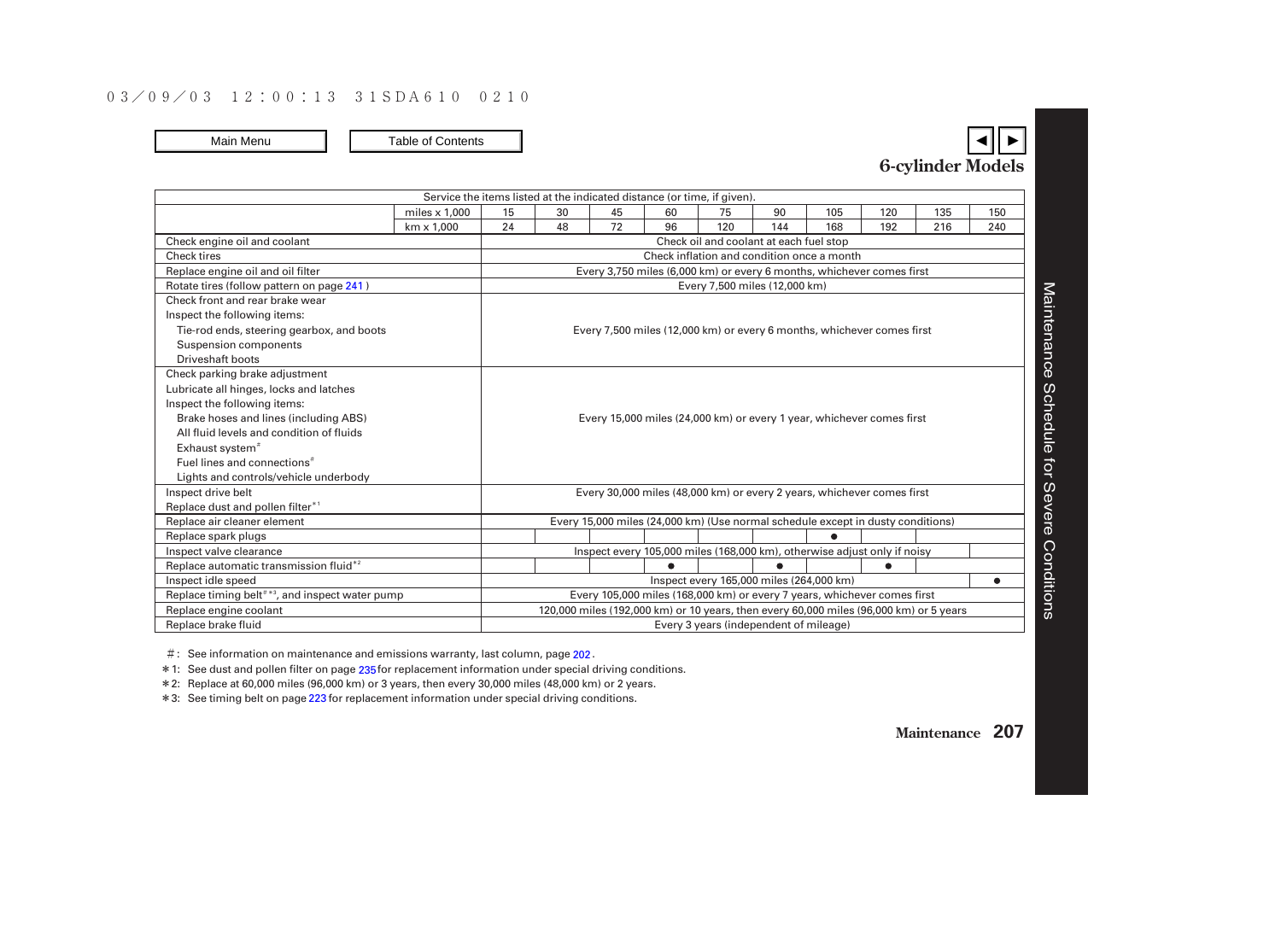## 6-cylinder Models

| | | | | | | | | | | | |
|---|---|---|---|---|---|---|---|---|---|---|---|
| Service the items listed at the indicated distance (or time, if given). | | | | | | | | | | | |
| | miles x 1,000 | 15 | 30 | 45 | 60 | 75 | 90 | 105 | 120 | 135 | 150 |
| | km x 1,000 | 24 | 48 | 72 | 96 | 120 | 144 | 168 | 192 | 216 | 240 |
| Check engine oil and coolant | | Check oil and coolant at each fuel stop | | | | | | | | | |
| Check tires | | Check inflation and condition once a month | | | | | | | | | |
| Replace engine oil and oil filter | | Every 3,750 miles (6,000 km) or every 6 months, whichever comes first | | | | | | | | | |
| Rotate tires (follow pattern on page 241 ) | | Every 7,500 miles (12,000 km) | | | | | | | | | |
| Check front and rear brake wear<br>Inspect the following items:<br>Tie-rod ends, steering gearbox, and boots<br>Suspension components<br>Driveshaft boots | | Every 7,500 miles (12,000 km) or every 6 months, whichever comes first | | | | | | | | | |
| Check parking brake adjustment<br>Lubricate all hinges, locks and latches<br>Inspect the following items:<br>Brake hoses and lines (including ABS)<br>All fluid levels and condition of fluids<br>Exhaust system[#]<br>Fuel lines and connections[#]<br>Lights and controls/vehicle underbody | | Every 15,000 miles (24,000 km) or every 1 year, whichever comes first | | | | | | | | | |
| Inspect drive belt<br>Replace dust and pollen filter[*1] | | Every 30,000 miles (48,000 km) or every 2 years, whichever comes first | | | | | | | | | |
| Replace air cleaner element | | Every 15,000 miles (24,000 km) (Use normal schedule except in dusty conditions) | | | | | | | | | |
| Replace spark plugs | | | | | | | | ● | | | |
| Inspect valve clearance | | Inspect every 105,000 miles (168,000 km), otherwise adjust only if noisy | | | | | | | | | |
| Replace automatic transmission fluid[*2] | | | | | ● | | ● | | ● | | |
| Inspect idle speed | | Inspect every 165,000 miles (264,000 km) | | | | | | | | | ● |
| Replace timing belt[#*3], and inspect water pump | | Every 105,000 miles (168,000 km) or every 7 years, whichever comes first | | | | | | | | | |
| Replace engine coolant | | 120,000 miles (192,000 km) or 10 years, then every 60,000 miles (96,000 km) or 5 years | | | | | | | | | |
| Replace brake fluid | | Every 3 years (independent of mileage) | | | | | | | | | |

#: See information on maintenance and emissions warranty, last column, page 202 .

*1: See dust and pollen filter on page 235 for replacement information under special driving conditions.

*2: Replace at 60,000 miles (96,000 km) or 3 years, then every 30,000 miles (48,000 km) or 2 years.

*3: See timing belt on page 223 for replacement information under special driving conditions.